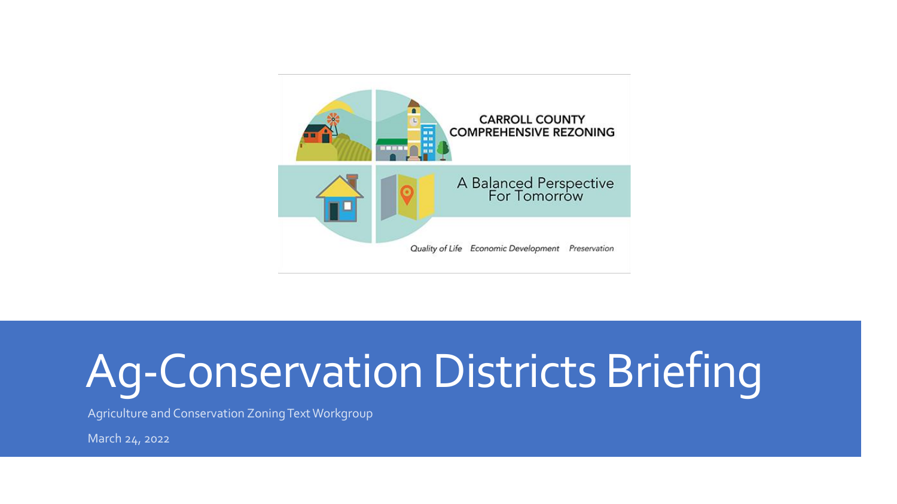CARROLL COUNTY
COMPREHENSIVE REZONING

A Balanced Perspective For Tomorrow

*Quality of Life   Economic Development   Preservation*

# Ag-Conservation Districts Briefing

Agriculture and Conservation Zoning Text Workgroup

March 24, 2022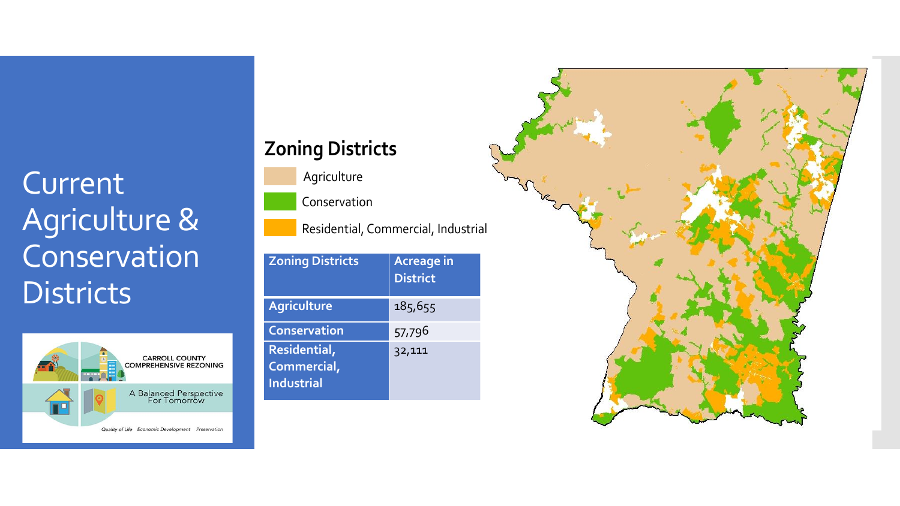# Current Agriculture & Conservation Districts

CARROLL COUNTY COMPREHENSIVE REZONING

A Balanced Perspective For Tomorrow

*Quality of Life Economic Development Preservation*

## Zoning Districts

- Agriculture
- Conservation
- Residential, Commercial, Industrial

| Zoning Districts | Acreage in District |
|---|---|
| **Agriculture** | 185,655 |
| **Conservation** | 57,796 |
| **Residential, Commercial, Industrial** | 32,111 |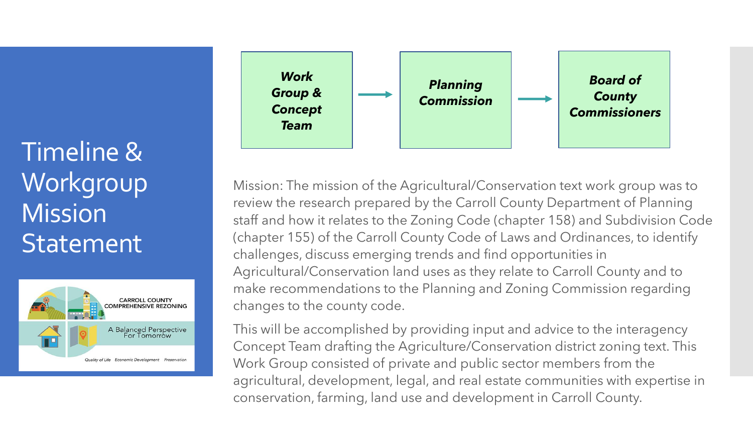# Timeline & Workgroup Mission Statement

CARROLL COUNTY COMPREHENSIVE REZONING

A Balanced Perspective For Tomorrow

*Quality of Life* *Economic Development* *Preservation*

***Work Group & Concept Team*** → ***Planning Commission*** → ***Board of County Commissioners***

Mission: The mission of the Agricultural/Conservation text work group was to review the research prepared by the Carroll County Department of Planning staff and how it relates to the Zoning Code (chapter 158) and Subdivision Code (chapter 155) of the Carroll County Code of Laws and Ordinances, to identify challenges, discuss emerging trends and find opportunities in Agricultural/Conservation land uses as they relate to Carroll County and to make recommendations to the Planning and Zoning Commission regarding changes to the county code.

This will be accomplished by providing input and advice to the interagency Concept Team drafting the Agriculture/Conservation district zoning text. This Work Group consisted of private and public sector members from the agricultural, development, legal, and real estate communities with expertise in conservation, farming, land use and development in Carroll County.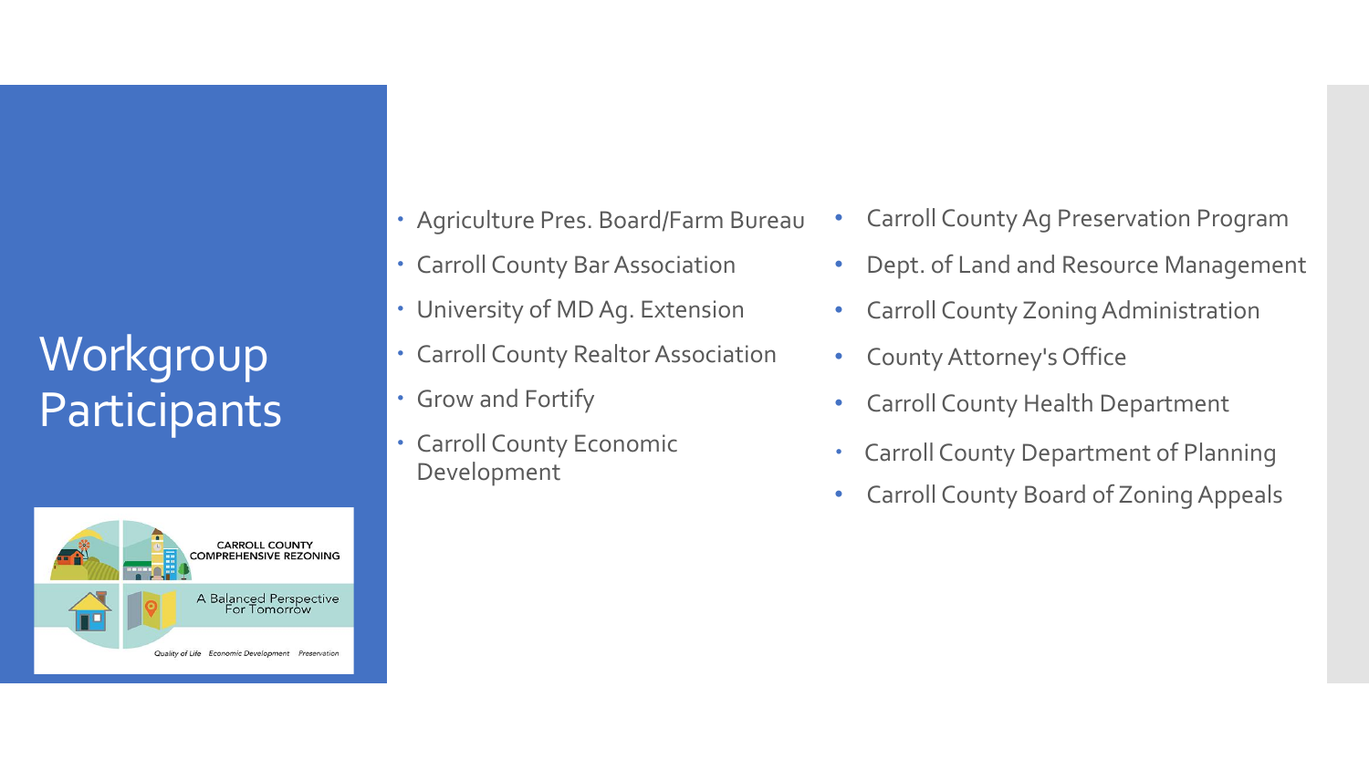# Workgroup Participants

- Agriculture Pres. Board/Farm Bureau
- Carroll County Bar Association
- University of MD Ag. Extension
- Carroll County Realtor Association
- Grow and Fortify
- Carroll County Economic Development
- Carroll County Ag Preservation Program
- Dept. of Land and Resource Management
- Carroll County Zoning Administration
- County Attorney's Office
- Carroll County Health Department
- Carroll County Department of Planning
- Carroll County Board of Zoning Appeals

CARROLL COUNTY COMPREHENSIVE REZONING

A Balanced Perspective For Tomorrow

Quality of Life  Economic Development  Preservation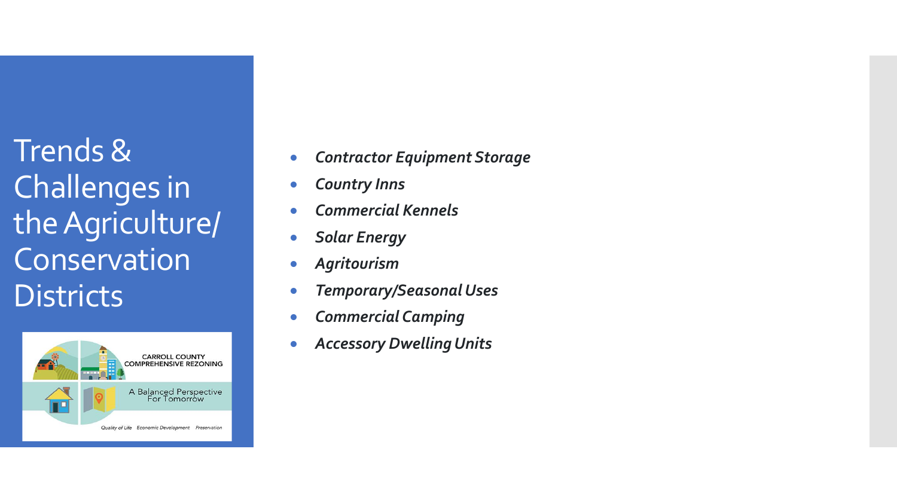# Trends & Challenges in the Agriculture/ Conservation Districts

CARROLL COUNTY COMPREHENSIVE REZONING

A Balanced Perspective For Tomorrow

Quality of Life Economic Development Preservation

- ***Contractor Equipment Storage***
- ***Country Inns***
- ***Commercial Kennels***
- ***Solar Energy***
- ***Agritourism***
- ***Temporary/Seasonal Uses***
- ***Commercial Camping***
- ***Accessory Dwelling Units***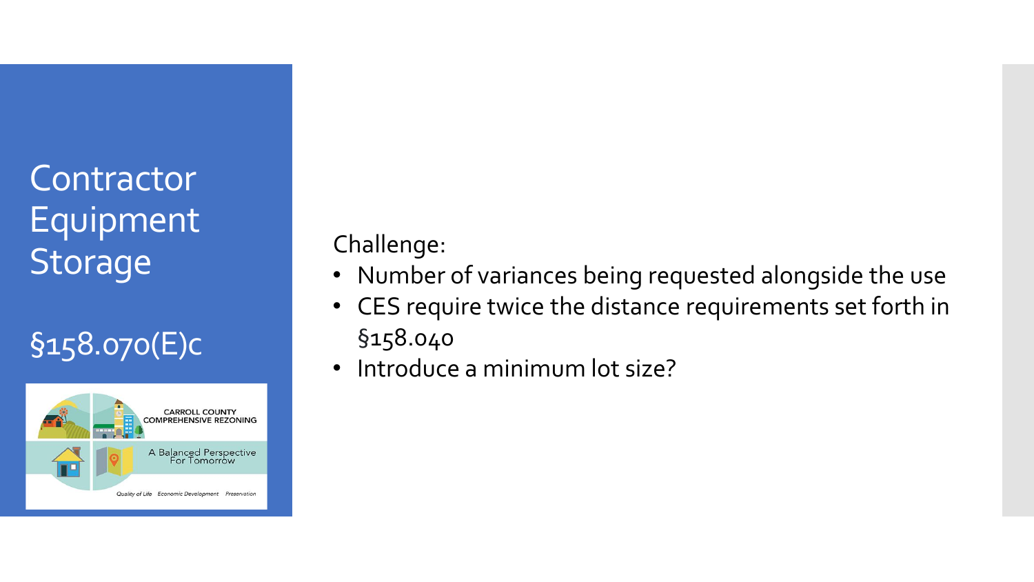# Contractor Equipment Storage

## §158.070(E)c

Challenge:

- Number of variances being requested alongside the use
- CES require twice the distance requirements set forth in §158.040
- Introduce a minimum lot size?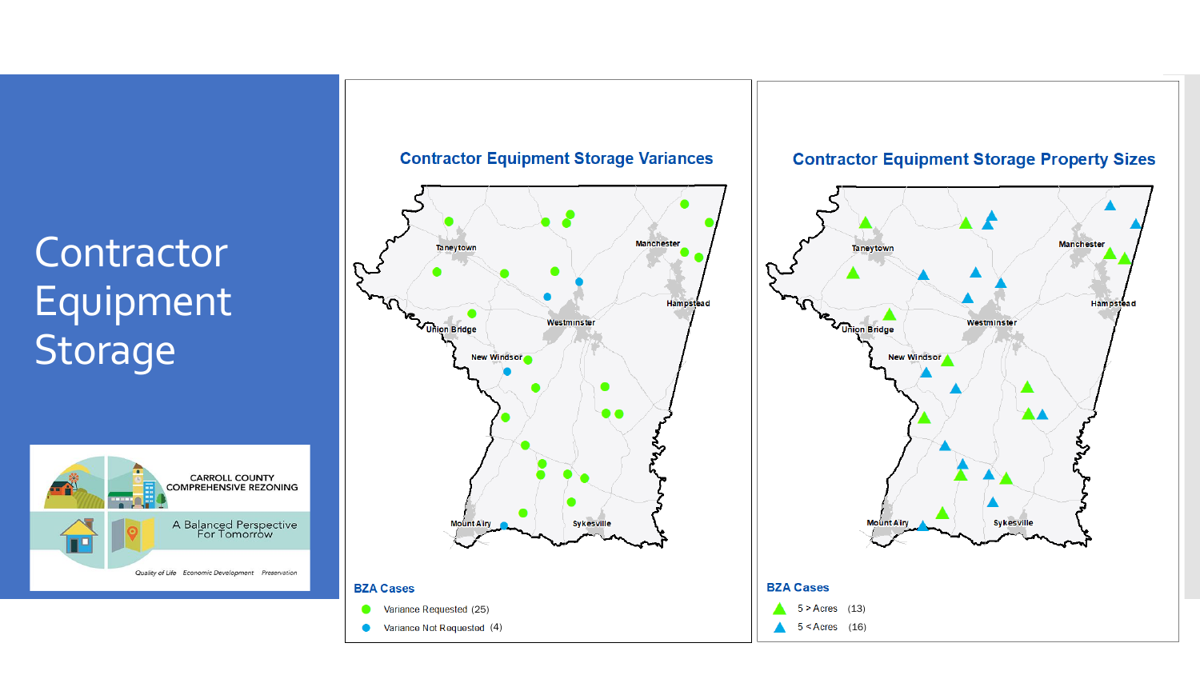# Contractor Equipment Storage

CARROLL COUNTY COMPREHENSIVE REZONING

A Balanced Perspective For Tomorrow

Quality of Life Economic Development Preservation

## Contractor Equipment Storage Variances

Taneytown, Manchester, Hampstead, Westminster, Union Bridge, New Windsor, Mount Airy, Sykesville

**BZA Cases**

- Variance Requested (25)
- Variance Not Requested (4)

## Contractor Equipment Storage Property Sizes

Taneytown, Manchester, Hampstead, Westminster, Union Bridge, New Windsor, Mount Airy, Sykesville

**BZA Cases**

- 5 > Acres (13)
- 5 < Acres (16)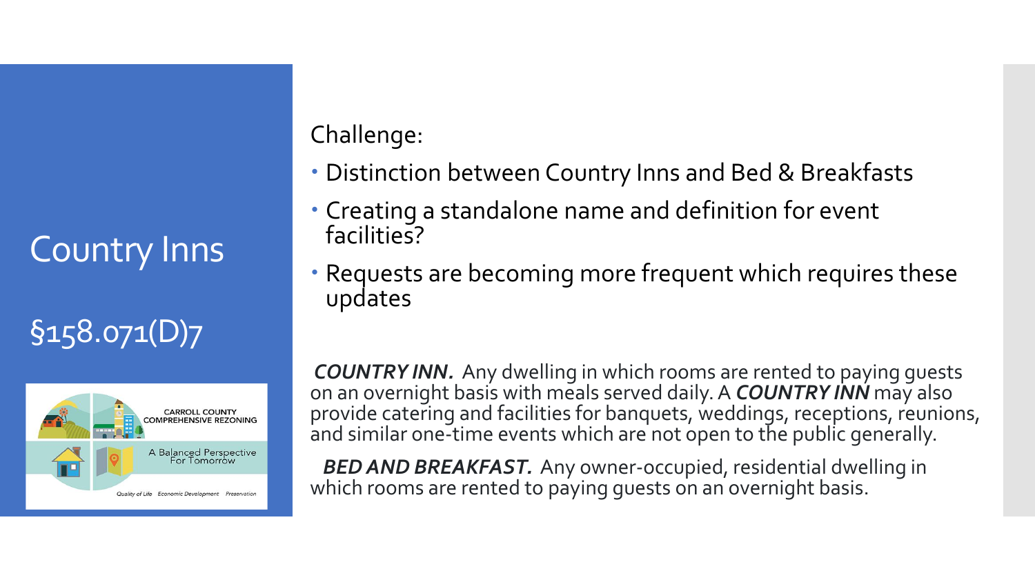# Country Inns

## §158.071(D)7

CARROLL COUNTY COMPREHENSIVE REZONING

A Balanced Perspective For Tomorrow

Quality of Life Economic Development Preservation

Challenge:

- Distinction between Country Inns and Bed & Breakfasts
- Creating a standalone name and definition for event facilities?
- Requests are becoming more frequent which requires these updates

***COUNTRY INN.*** Any dwelling in which rooms are rented to paying guests on an overnight basis with meals served daily. A ***COUNTRY INN*** may also provide catering and facilities for banquets, weddings, receptions, reunions, and similar one-time events which are not open to the public generally.

***BED AND BREAKFAST.*** Any owner-occupied, residential dwelling in which rooms are rented to paying guests on an overnight basis.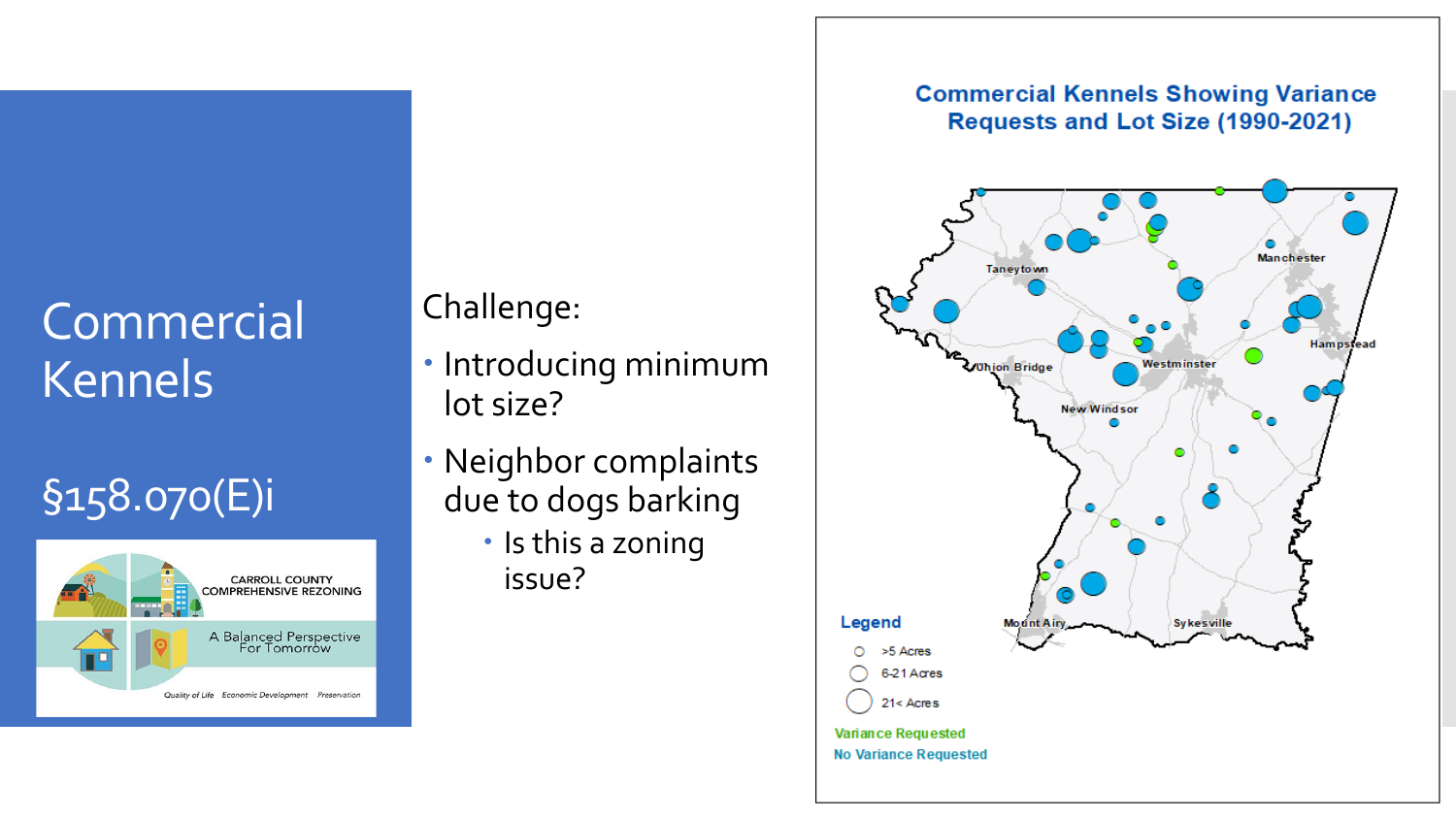# Commercial Kennels

## §158.070(E)i

CARROLL COUNTY COMPREHENSIVE REZONING

A Balanced Perspective For Tomorrow

Quality of Life    Economic Development    Preservation

Challenge:

- Introducing minimum lot size?
- Neighbor complaints due to dogs barking
  - Is this a zoning issue?

**Commercial Kennels Showing Variance Requests and Lot Size (1990-2021)**

Taneytown, Manchester, Hampstead, Union Bridge, Westminster, New Windsor, Mount Airy, Sykesville

Legend

- >5 Acres
- 6-21 Acres
- 21< Acres

Variance Requested

No Variance Requested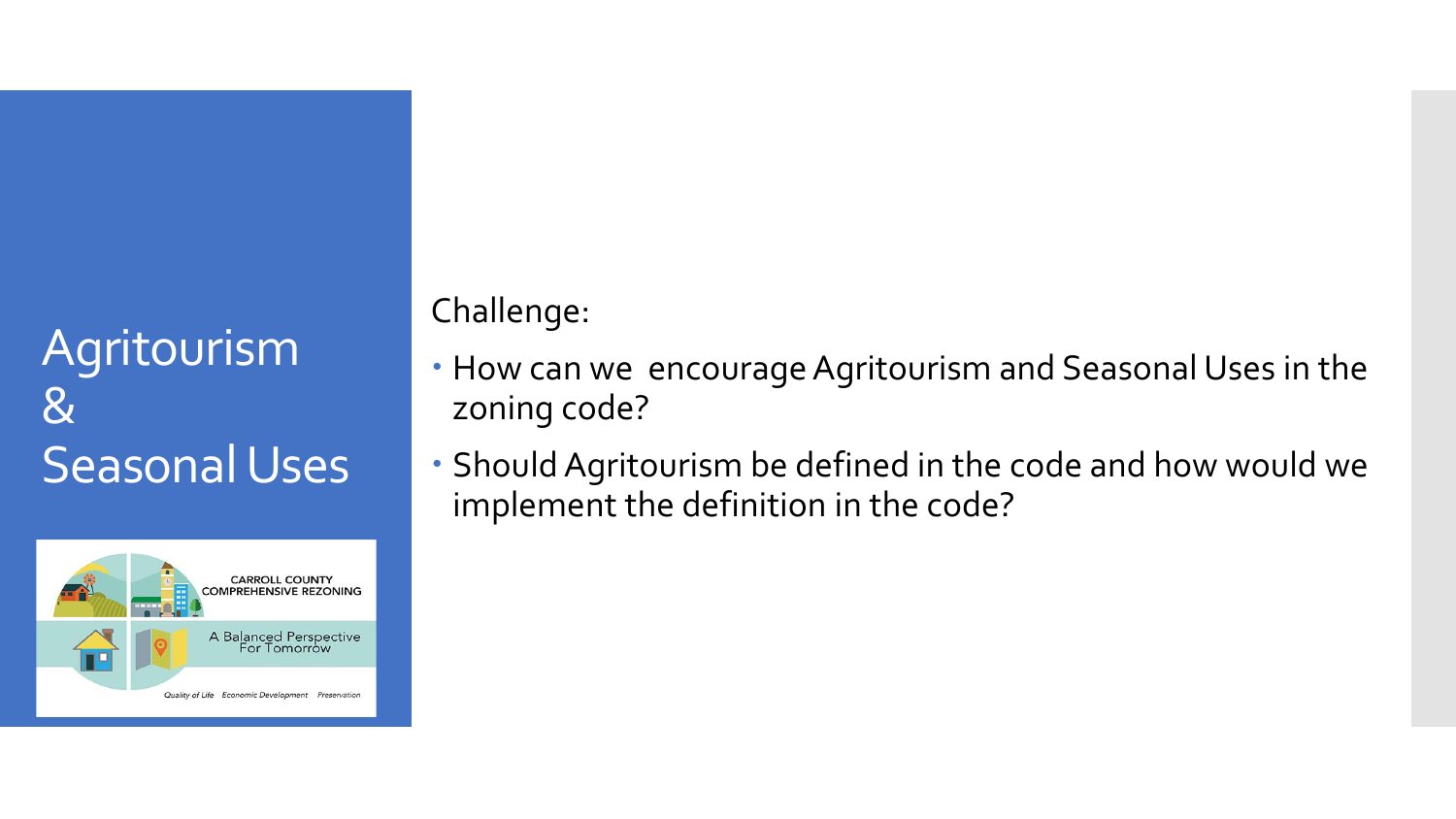# Agritourism & Seasonal Uses

Challenge:

- How can we encourage Agritourism and Seasonal Uses in the zoning code?
- Should Agritourism be defined in the code and how would we implement the definition in the code?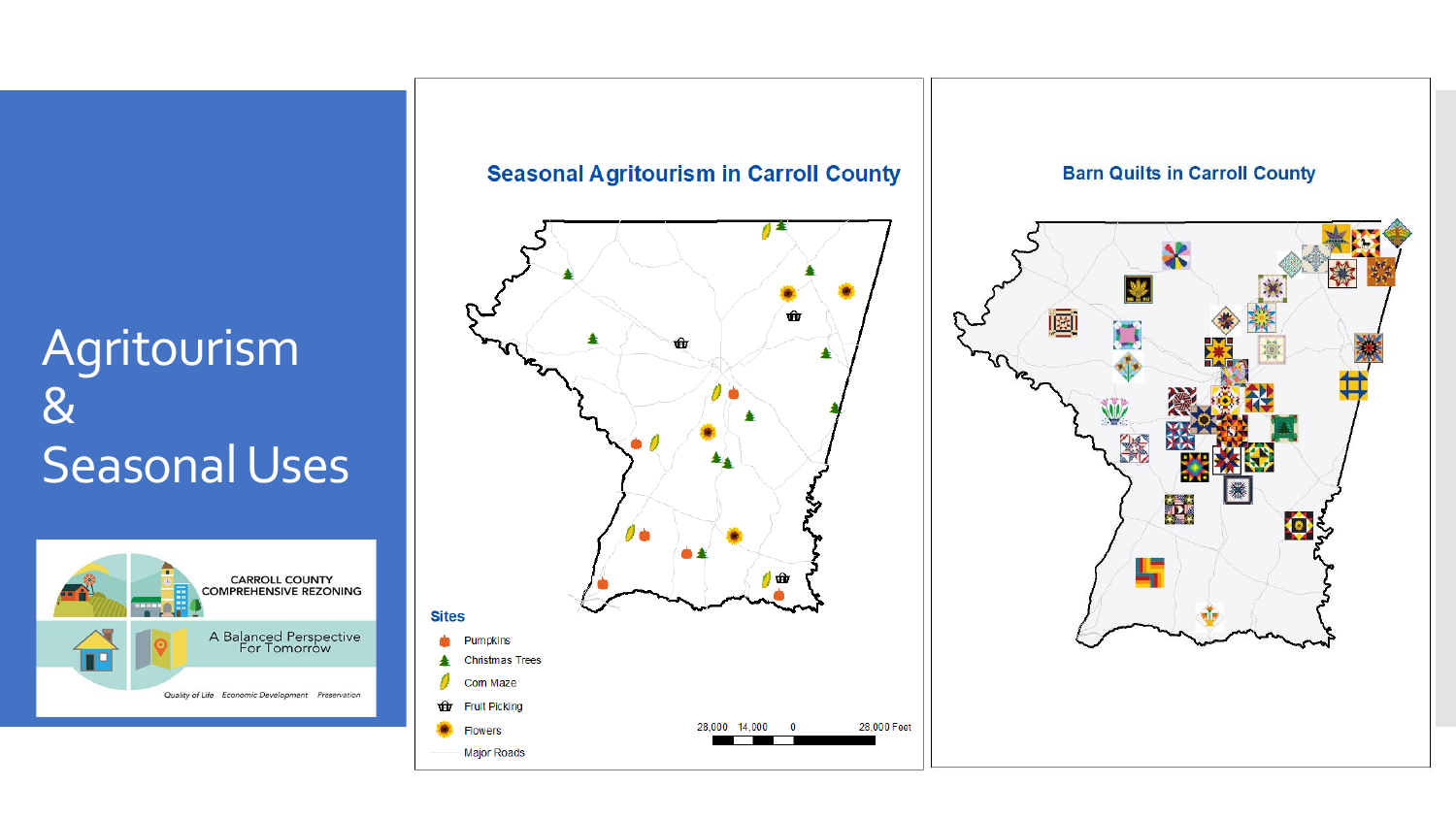# Agritourism & Seasonal Uses

CARROLL COUNTY COMPREHENSIVE REZONING

A Balanced Perspective For Tomorrow

Quality of Life Economic Development Preservation

## Seasonal Agritourism in Carroll County

**Sites**

- Pumpkins
- Christmas Trees
- Corn Maze
- Fruit Picking
- Flowers
- Major Roads

28,000 14,000 0 28,000 Feet

## Barn Quilts in Carroll County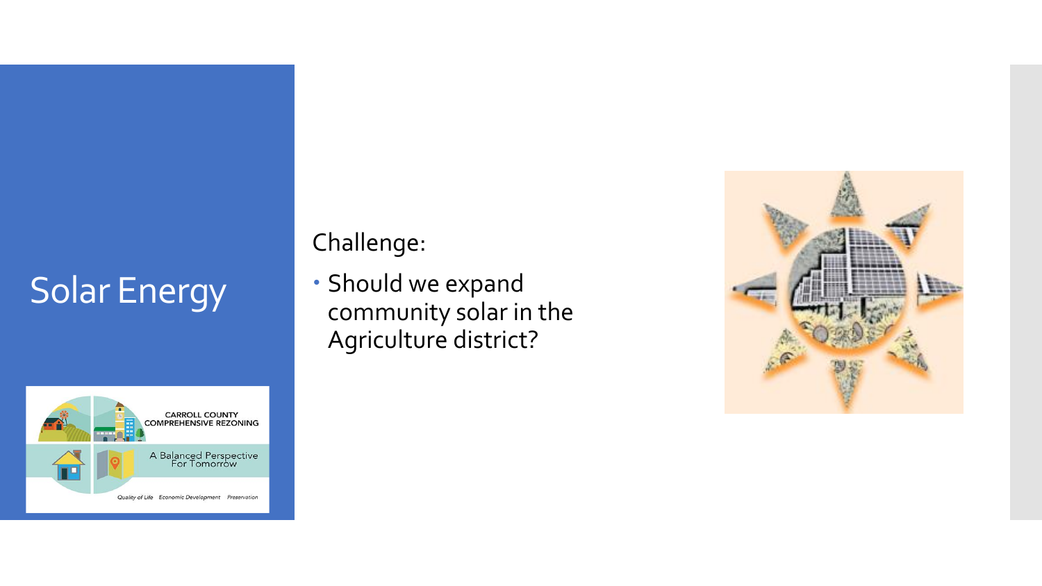# Solar Energy

Challenge:

- Should we expand community solar in the Agriculture district?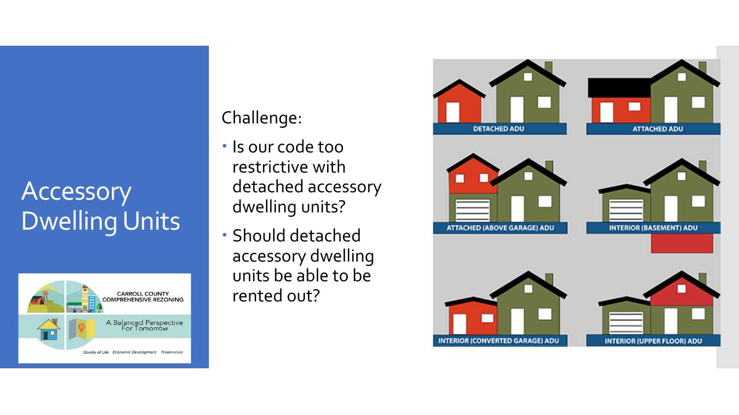# Accessory Dwelling Units

Challenge:

- Is our code too restrictive with detached accessory dwelling units?
- Should detached accessory dwelling units be able to be rented out?

DETACHED ADU

ATTACHED ADU

ATTACHED (ABOVE GARAGE) ADU

INTERIOR (BASEMENT) ADU

INTERIOR (CONVERTED GARAGE) ADU

INTERIOR (UPPER FLOOR) ADU

CARROLL COUNTY COMPREHENSIVE REZONING

A Balanced Perspective For Tomorrow

Quality of Life Economic Development Preservation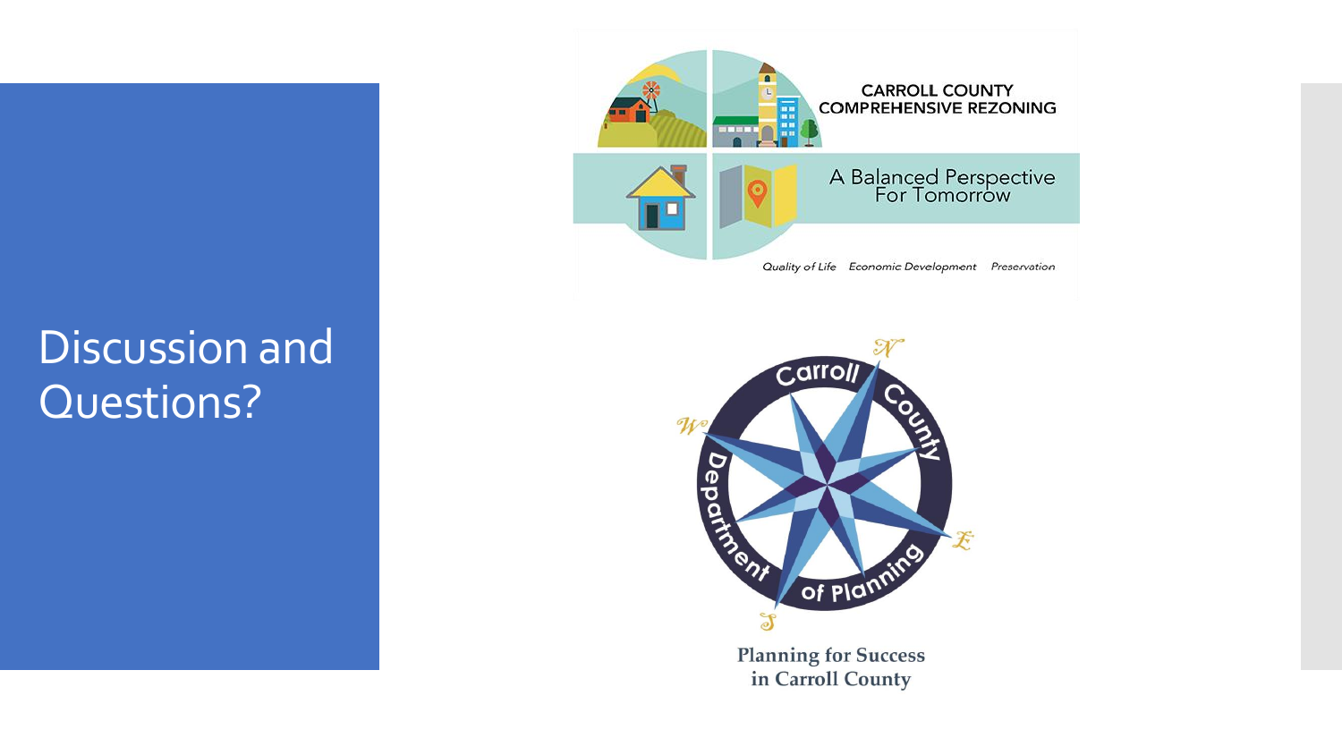# Discussion and Questions?

CARROLL COUNTY COMPREHENSIVE REZONING

A Balanced Perspective For Tomorrow

*Quality of Life   Economic Development   Preservation*

Carroll County Department of Planning

**Planning for Success in Carroll County**